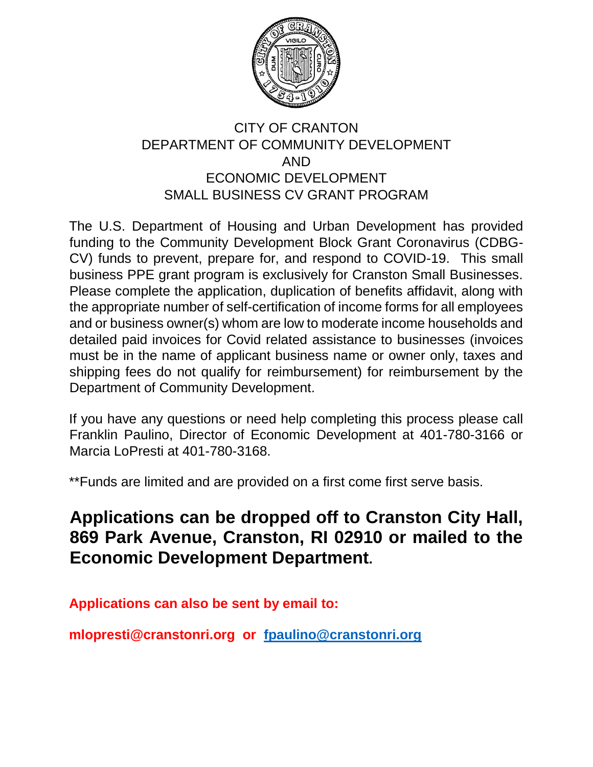# CITY OF CRANTON
## DEPARTMENT OF COMMUNITY DEVELOPMENT AND ECONOMIC DEVELOPMENT
## SMALL BUSINESS CV GRANT PROGRAM

The U.S. Department of Housing and Urban Development has provided funding to the Community Development Block Grant Coronavirus (CDBG-CV) funds to prevent, prepare for, and respond to COVID-19. This small business PPE grant program is exclusively for Cranston Small Businesses. Please complete the application, duplication of benefits affidavit, along with the appropriate number of self-certification of income forms for all employees and or business owner(s) whom are low to moderate income households and detailed paid invoices for Covid related assistance to businesses (invoices must be in the name of applicant business name or owner only, taxes and shipping fees do not qualify for reimbursement) for reimbursement by the Department of Community Development.

If you have any questions or need help completing this process please call Franklin Paulino, Director of Economic Development at 401-780-3166 or Marcia LoPresti at 401-780-3168.

**Funds are limited and are provided on a first come first serve basis.

**Applications can be dropped off to Cranston City Hall, 869 Park Avenue, Cranston, RI 02910 or mailed to the Economic Development Department.**

**Applications can also be sent by email to:**

**mlopresti@cranstonri.org or fpaulino@cranstonri.org**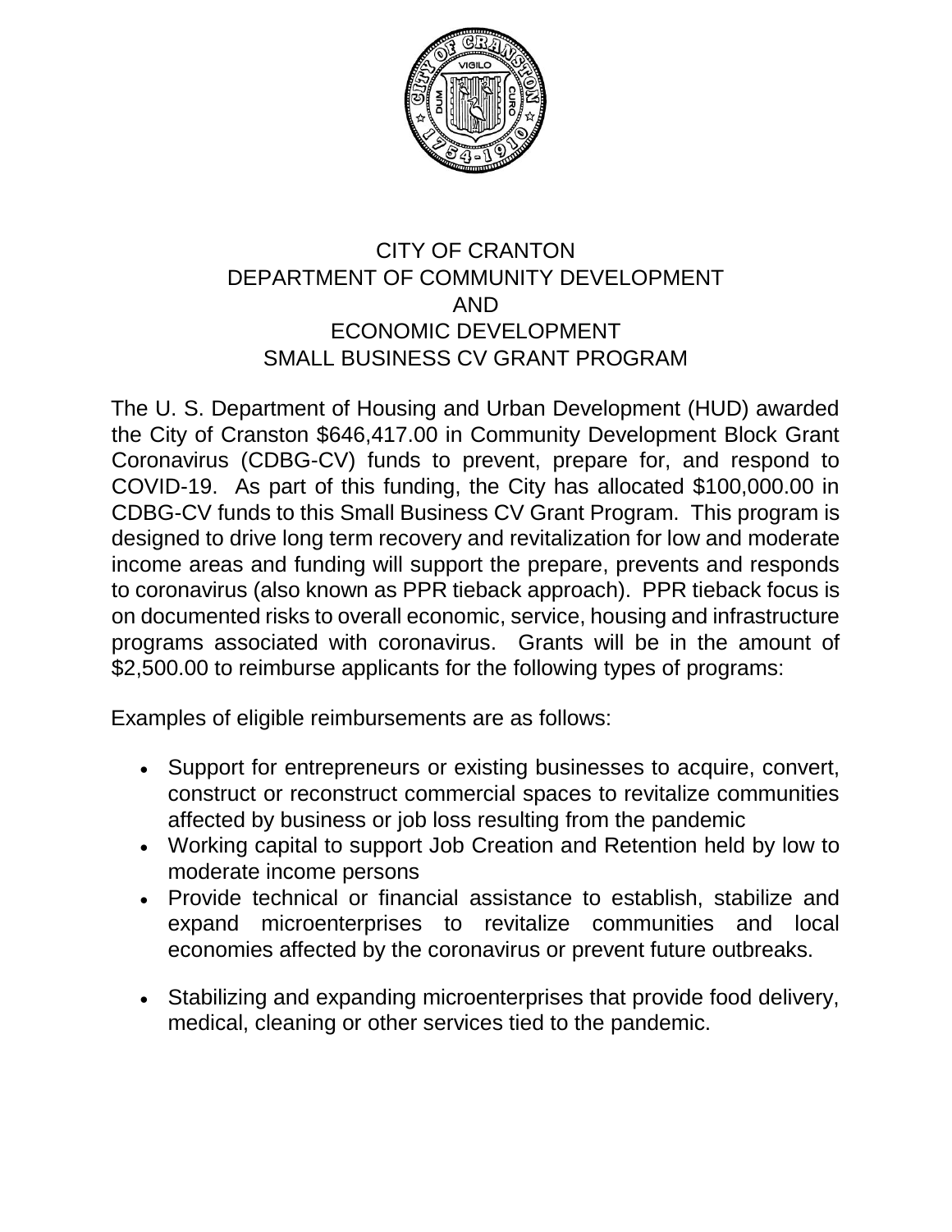# CITY OF CRANTON
## DEPARTMENT OF COMMUNITY DEVELOPMENT
## AND
## ECONOMIC DEVELOPMENT
## SMALL BUSINESS CV GRANT PROGRAM

The U. S. Department of Housing and Urban Development (HUD) awarded the City of Cranston $646,417.00 in Community Development Block Grant Coronavirus (CDBG-CV) funds to prevent, prepare for, and respond to COVID-19. As part of this funding, the City has allocated $100,000.00 in CDBG-CV funds to this Small Business CV Grant Program. This program is designed to drive long term recovery and revitalization for low and moderate income areas and funding will support the prepare, prevents and responds to coronavirus (also known as PPR tieback approach). PPR tieback focus is on documented risks to overall economic, service, housing and infrastructure programs associated with coronavirus. Grants will be in the amount of $2,500.00 to reimburse applicants for the following types of programs:

Examples of eligible reimbursements are as follows:

- Support for entrepreneurs or existing businesses to acquire, convert, construct or reconstruct commercial spaces to revitalize communities affected by business or job loss resulting from the pandemic
- Working capital to support Job Creation and Retention held by low to moderate income persons
- Provide technical or financial assistance to establish, stabilize and expand microenterprises to revitalize communities and local economies affected by the coronavirus or prevent future outbreaks.
- Stabilizing and expanding microenterprises that provide food delivery, medical, cleaning or other services tied to the pandemic.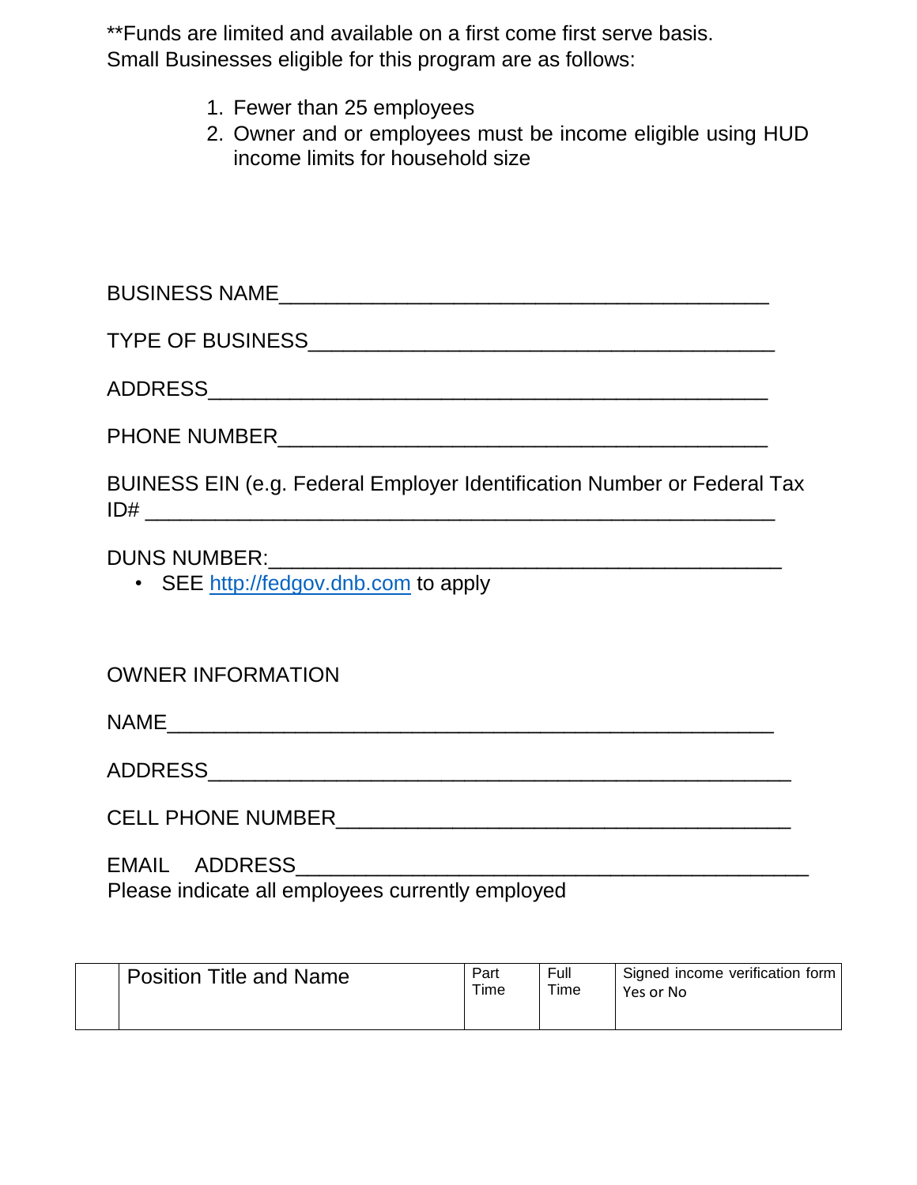**Funds are limited and available on a first come first serve basis.
Small Businesses eligible for this program are as follows:

1. Fewer than 25 employees
2. Owner and or employees must be income eligible using HUD income limits for household size

BUSINESS NAME_____________________________________________

TYPE OF BUSINESS__________________________________________

ADDRESS__________________________________________________

PHONE NUMBER_____________________________________________

BUINESS EIN (e.g. Federal Employer Identification Number or Federal Tax ID# _________________________________________________________

DUNS NUMBER:_______________________________________________

- SEE http://fedgov.dnb.com to apply

OWNER INFORMATION

NAME______________________________________________________

ADDRESS____________________________________________________

CELL PHONE NUMBER__________________________________________

EMAIL ADDRESS______________________________________________
Please indicate all employees currently employed

| | Position Title and Name | Part Time | Full Time | Signed income verification form Yes or No |
|---|---|---|---|---|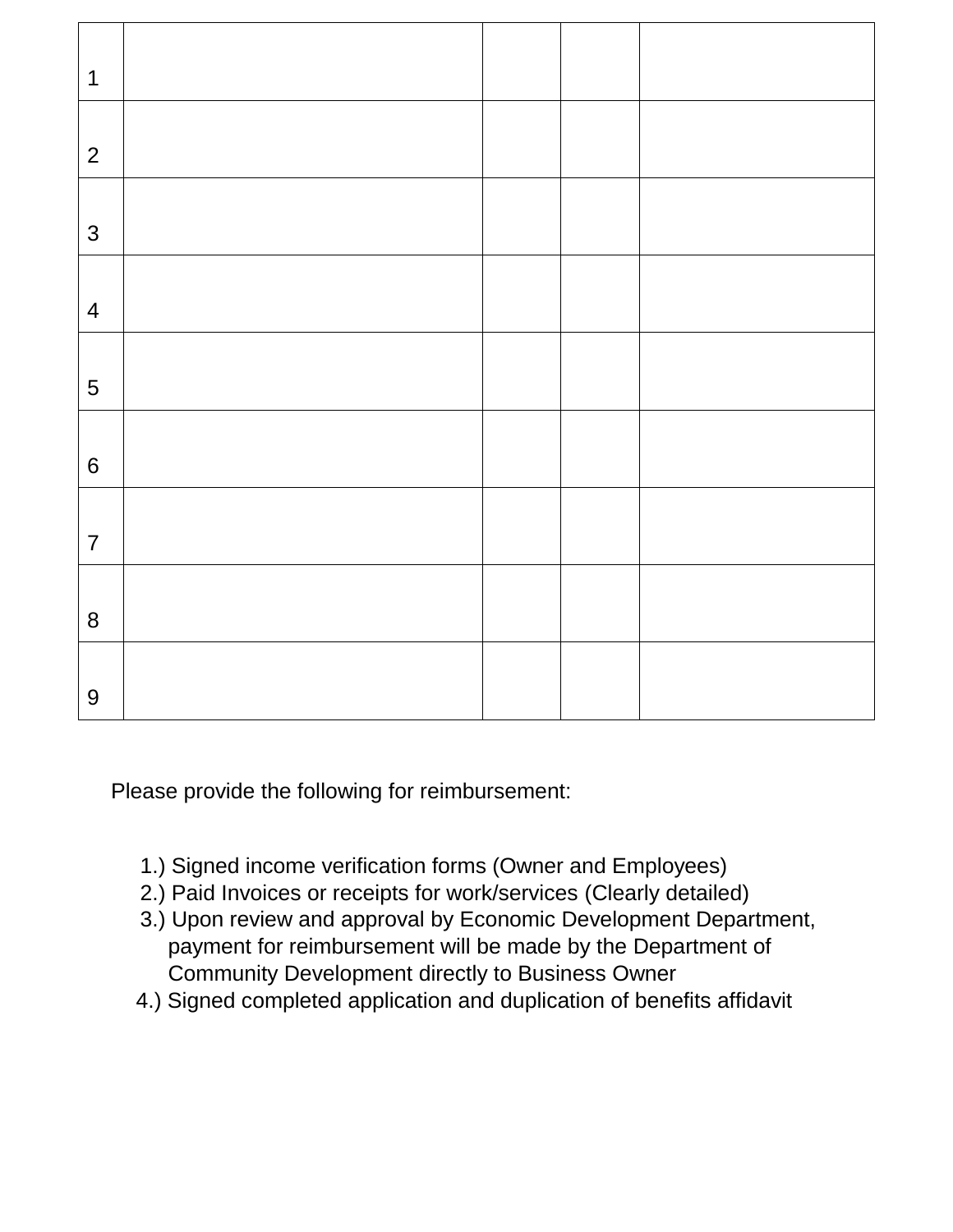| | | | | |
|---|---|---|---|---|
| 1 | | | | |
| 2 | | | | |
| 3 | | | | |
| 4 | | | | |
| 5 | | | | |
| 6 | | | | |
| 7 | | | | |
| 8 | | | | |
| 9 | | | | |

Please provide the following for reimbursement:

1.) Signed income verification forms (Owner and Employees)
2.) Paid Invoices or receipts for work/services (Clearly detailed)
3.) Upon review and approval by Economic Development Department, payment for reimbursement will be made by the Department of Community Development directly to Business Owner
4.) Signed completed application and duplication of benefits affidavit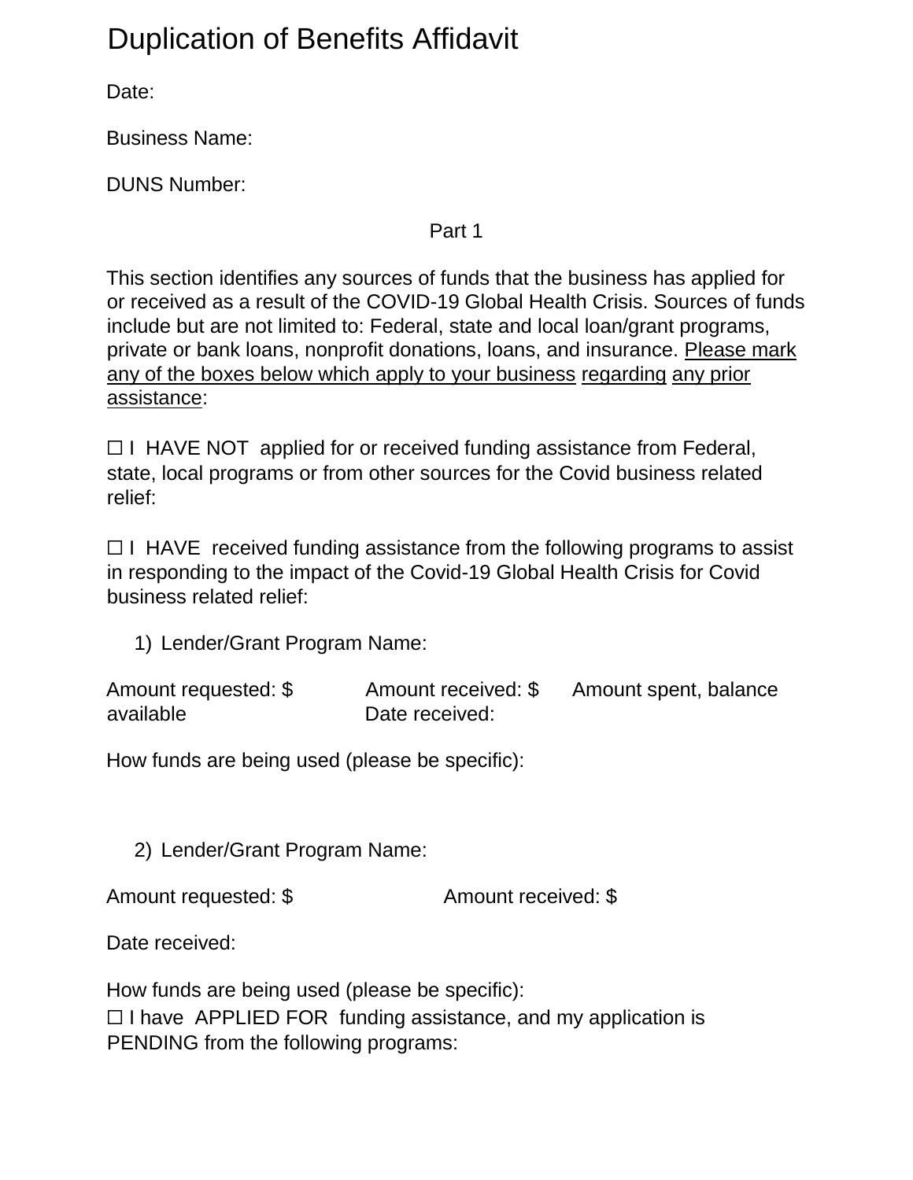# Duplication of Benefits Affidavit

Date:

Business Name:

DUNS Number:

Part 1

This section identifies any sources of funds that the business has applied for or received as a result of the COVID-19 Global Health Crisis. Sources of funds include but are not limited to: Federal, state and local loan/grant programs, private or bank loans, nonprofit donations, loans, and insurance. <u>Please mark any of the boxes below which apply to your business regarding any prior assistance</u>:

☐ I HAVE NOT applied for or received funding assistance from Federal, state, local programs or from other sources for the Covid business related relief:

☐ I HAVE received funding assistance from the following programs to assist in responding to the impact of the Covid-19 Global Health Crisis for Covid business related relief:

1) Lender/Grant Program Name:

Amount requested: $ Amount received: $ Amount spent, balance available Date received:

How funds are being used (please be specific):

2) Lender/Grant Program Name:

Amount requested: $ Amount received: $

Date received:

How funds are being used (please be specific):

☐ I have APPLIED FOR funding assistance, and my application is PENDING from the following programs: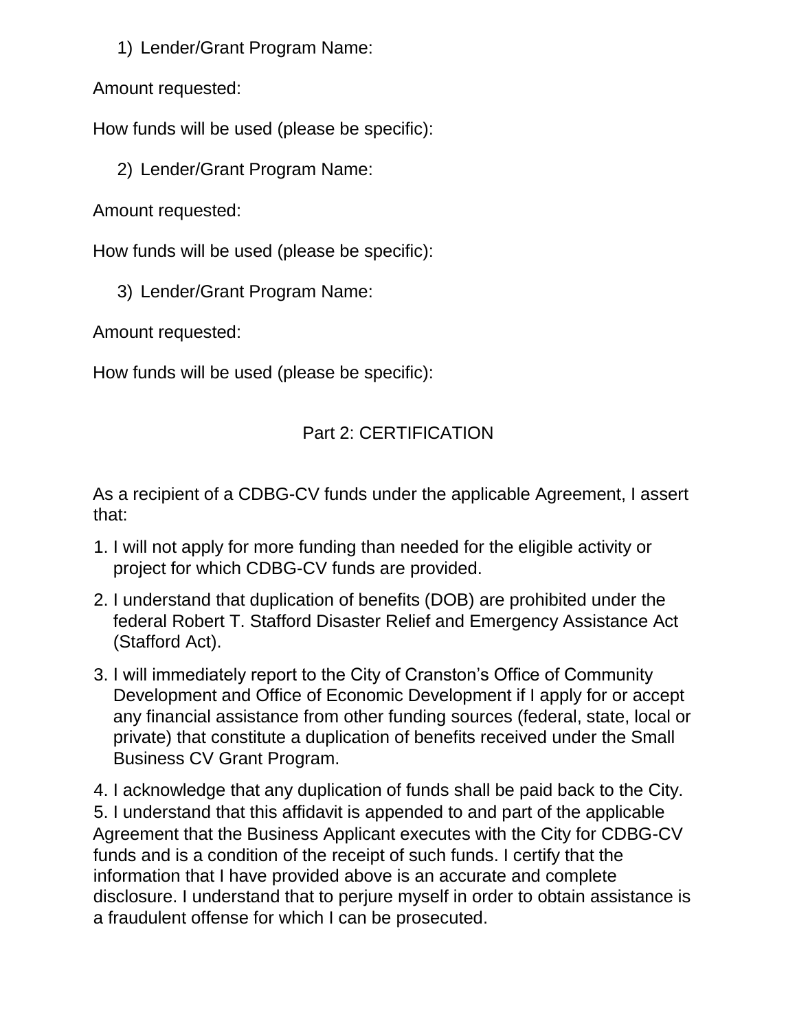1) Lender/Grant Program Name:

Amount requested:

How funds will be used (please be specific):

2) Lender/Grant Program Name:

Amount requested:

How funds will be used (please be specific):

3) Lender/Grant Program Name:

Amount requested:

How funds will be used (please be specific):

## Part 2: CERTIFICATION

As a recipient of a CDBG-CV funds under the applicable Agreement, I assert that:

1. I will not apply for more funding than needed for the eligible activity or project for which CDBG-CV funds are provided.
2. I understand that duplication of benefits (DOB) are prohibited under the federal Robert T. Stafford Disaster Relief and Emergency Assistance Act (Stafford Act).
3. I will immediately report to the City of Cranston's Office of Community Development and Office of Economic Development if I apply for or accept any financial assistance from other funding sources (federal, state, local or private) that constitute a duplication of benefits received under the Small Business CV Grant Program.
4. I acknowledge that any duplication of funds shall be paid back to the City.
5. I understand that this affidavit is appended to and part of the applicable Agreement that the Business Applicant executes with the City for CDBG-CV funds and is a condition of the receipt of such funds. I certify that the information that I have provided above is an accurate and complete disclosure. I understand that to perjure myself in order to obtain assistance is a fraudulent offense for which I can be prosecuted.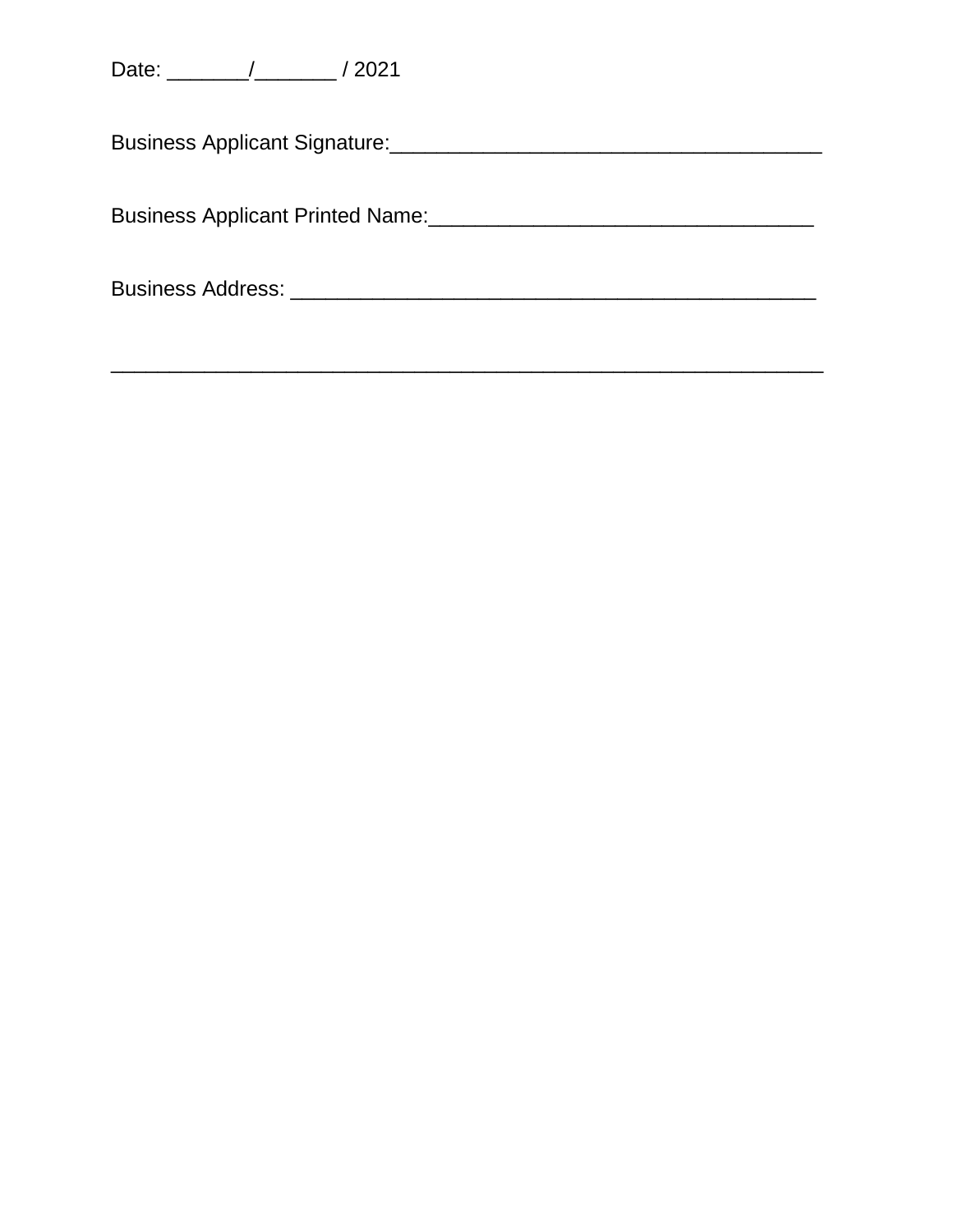Date: _______/_______ / 2021

Business Applicant Signature:_____________________________________

Business Applicant Printed Name:_________________________________

Business Address: _____________________________________________

_____________________________________________________________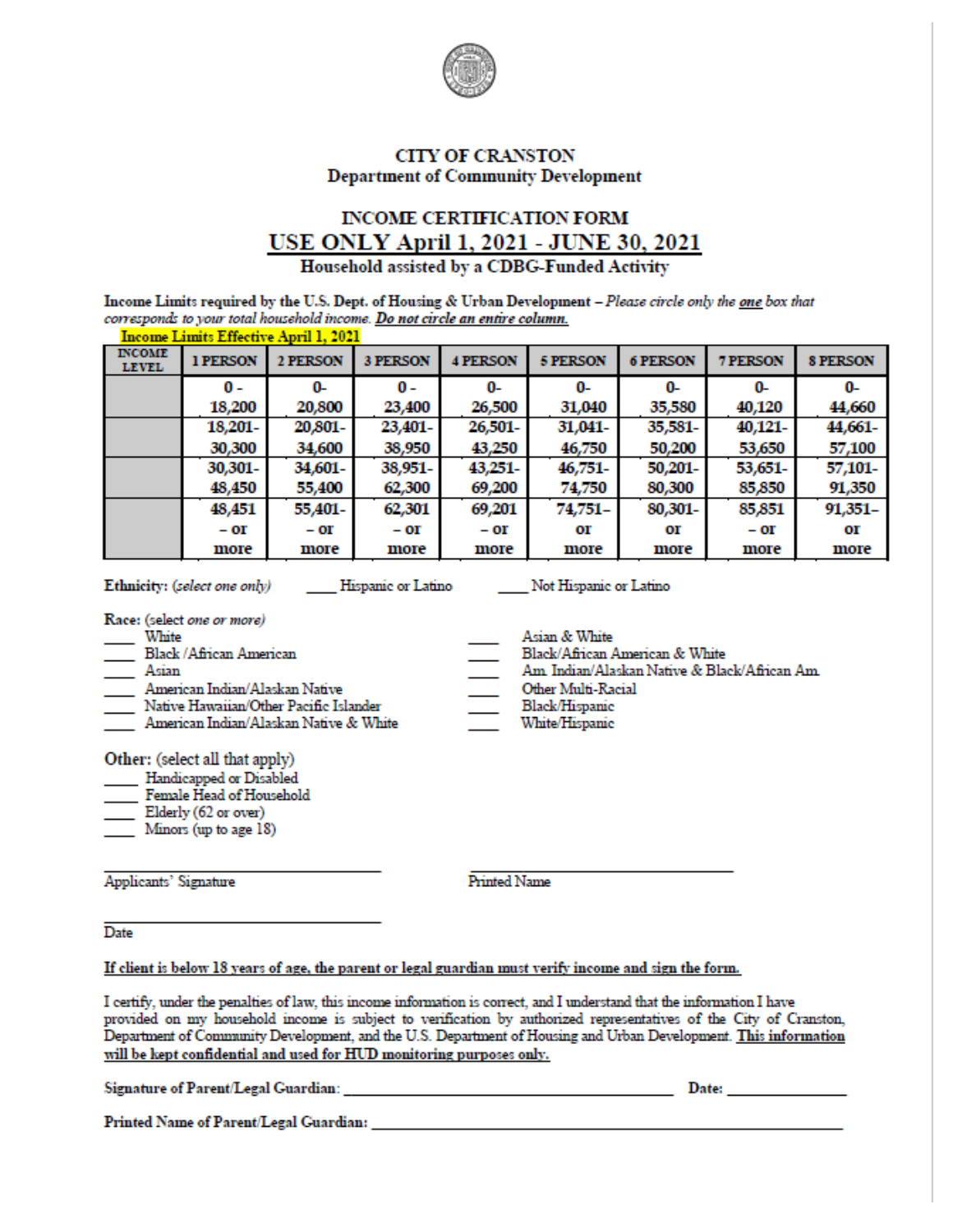## CITY OF CRANSTON
### Department of Community Development

## INCOME CERTIFICATION FORM
## USE ONLY April 1, 2021 - JUNE 30, 2021
### Household assisted by a CDBG-Funded Activity

**Income Limits required by the U.S. Dept. of Housing & Urban Development** – *Please circle only the **one** box that corresponds to your total household income.* ***Do not circle an entire column.***

**Income Limits Effective April 1, 2021**

| INCOME LEVEL | 1 PERSON | 2 PERSON | 3 PERSON | 4 PERSON | 5 PERSON | 6 PERSON | 7 PERSON | 8 PERSON |
|---|---|---|---|---|---|---|---|---|
| | 0 - 18,200 | 0- 20,800 | 0 - 23,400 | 0- 26,500 | 0- 31,040 | 0- 35,580 | 0- 40,120 | 0- 44,660 |
| | 18,201- 30,300 | 20,801- 34,600 | 23,401- 38,950 | 26,501- 43,250 | 31,041- 46,750 | 35,581- 50,200 | 40,121- 53,650 | 44,661- 57,100 |
| | 30,301- 48,450 | 34,601- 55,400 | 38,951- 62,300 | 43,251- 69,200 | 46,751- 74,750 | 50,201- 80,300 | 53,651- 85,850 | 57,101- 91,350 |
| | 48,451 – or more | 55,401- – or more | 62,301 – or more | 69,201 – or more | 74,751– or more | 80,301- or more | 85,851 – or more | 91,351– or more |

**Ethnicity:** *(select one only)* ____ Hispanic or Latino ____ Not Hispanic or Latino

**Race:** (select *one or more*)

____ White
____ Black /African American
____ Asian
____ American Indian/Alaskan Native
____ Native Hawaiian/Other Pacific Islander
____ American Indian/Alaskan Native & White
____ Asian & White
____ Black/African American & White
____ Am. Indian/Alaskan Native & Black/African Am.
____ Other Multi-Racial
____ Black/Hispanic
____ White/Hispanic

**Other:** (select all that apply)

____ Handicapped or Disabled
____ Female Head of Household
____ Elderly (62 or over)
____ Minors (up to age 18)

______________________________
Applicants' Signature

______________________________
Printed Name

______________________________
Date

**If client is below 18 years of age, the parent or legal guardian must verify income and sign the form.**

I certify, under the penalties of law, this income information is correct, and I understand that the information I have provided on my household income is subject to verification by authorized representatives of the City of Cranston, Department of Community Development, and the U.S. Department of Housing and Urban Development. **This information will be kept confidential and used for HUD monitoring purposes only.**

**Signature of Parent/Legal Guardian:** ______________________________ **Date:** ____________

**Printed Name of Parent/Legal Guardian:** ______________________________